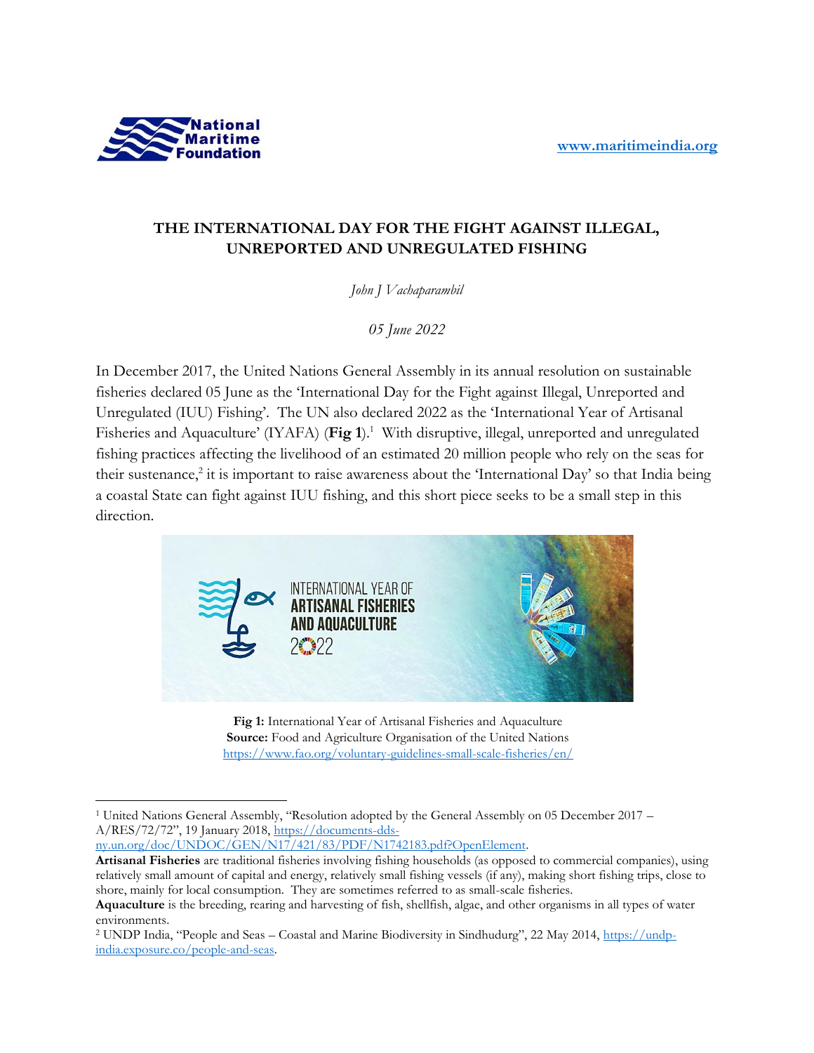National Maritime Foundation

www.maritimeindia.org

# THE INTERNATIONAL DAY FOR THE FIGHT AGAINST ILLEGAL, UNREPORTED AND UNREGULATED FISHING

*John J Vachaparambil*

*05 June 2022*

In December 2017, the United Nations General Assembly in its annual resolution on sustainable fisheries declared 05 June as the 'International Day for the Fight against Illegal, Unreported and Unregulated (IUU) Fishing'. The UN also declared 2022 as the 'International Year of Artisanal Fisheries and Aquaculture' (IYAFA) (**Fig 1**).[1] With disruptive, illegal, unreported and unregulated fishing practices affecting the livelihood of an estimated 20 million people who rely on the seas for their sustenance,[2] it is important to raise awareness about the 'International Day' so that India being a coastal State can fight against IUU fishing, and this short piece seeks to be a small step in this direction.

**Fig 1:** International Year of Artisanal Fisheries and Aquaculture
**Source:** Food and Agriculture Organisation of the United Nations
https://www.fao.org/voluntary-guidelines-small-scale-fisheries/en/

---

[1] United Nations General Assembly, "Resolution adopted by the General Assembly on 05 December 2017 – A/RES/72/72", 19 January 2018, https://documents-dds-ny.un.org/doc/UNDOC/GEN/N17/421/83/PDF/N1742183.pdf?OpenElement.

**Artisanal Fisheries** are traditional fisheries involving fishing households (as opposed to commercial companies), using relatively small amount of capital and energy, relatively small fishing vessels (if any), making short fishing trips, close to shore, mainly for local consumption. They are sometimes referred to as small-scale fisheries.

**Aquaculture** is the breeding, rearing and harvesting of fish, shellfish, algae, and other organisms in all types of water environments.

[2] UNDP India, "People and Seas – Coastal and Marine Biodiversity in Sindhudurg", 22 May 2014, https://undp-india.exposure.co/people-and-seas.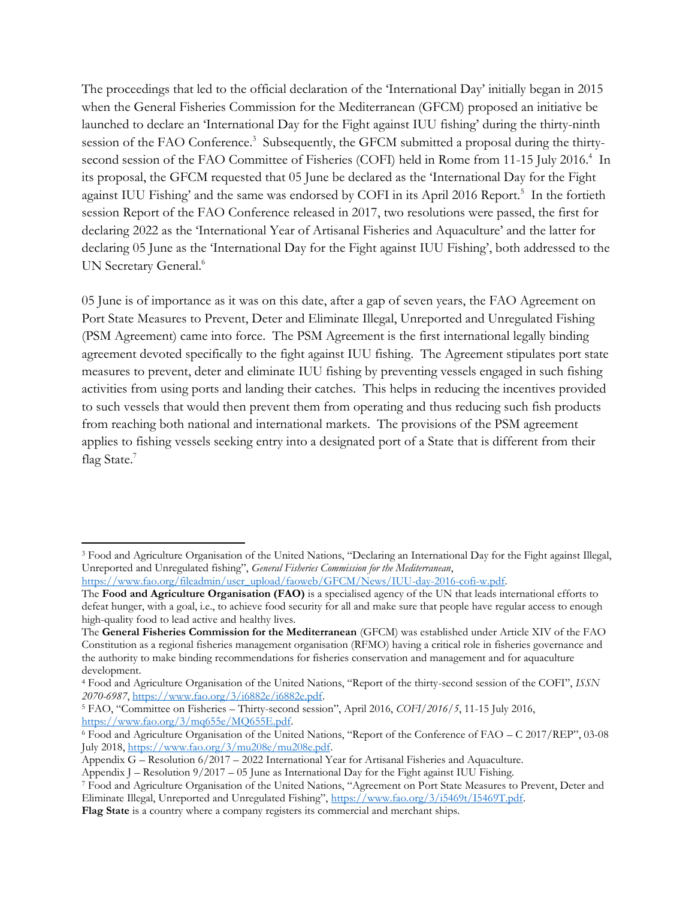The proceedings that led to the official declaration of the 'International Day' initially began in 2015 when the General Fisheries Commission for the Mediterranean (GFCM) proposed an initiative be launched to declare an 'International Day for the Fight against IUU fishing' during the thirty-ninth session of the FAO Conference.[3] Subsequently, the GFCM submitted a proposal during the thirty-second session of the FAO Committee of Fisheries (COFI) held in Rome from 11-15 July 2016.[4] In its proposal, the GFCM requested that 05 June be declared as the 'International Day for the Fight against IUU Fishing' and the same was endorsed by COFI in its April 2016 Report.[5] In the fortieth session Report of the FAO Conference released in 2017, two resolutions were passed, the first for declaring 2022 as the 'International Year of Artisanal Fisheries and Aquaculture' and the latter for declaring 05 June as the 'International Day for the Fight against IUU Fishing', both addressed to the UN Secretary General.[6]

05 June is of importance as it was on this date, after a gap of seven years, the FAO Agreement on Port State Measures to Prevent, Deter and Eliminate Illegal, Unreported and Unregulated Fishing (PSM Agreement) came into force. The PSM Agreement is the first international legally binding agreement devoted specifically to the fight against IUU fishing. The Agreement stipulates port state measures to prevent, deter and eliminate IUU fishing by preventing vessels engaged in such fishing activities from using ports and landing their catches. This helps in reducing the incentives provided to such vessels that would then prevent them from operating and thus reducing such fish products from reaching both national and international markets. The provisions of the PSM agreement applies to fishing vessels seeking entry into a designated port of a State that is different from their flag State.[7]

---

[3] Food and Agriculture Organisation of the United Nations, "Declaring an International Day for the Fight against Illegal, Unreported and Unregulated fishing", *General Fisheries Commission for the Mediterranean*, https://www.fao.org/fileadmin/user_upload/faoweb/GFCM/News/IUU-day-2016-cofi-w.pdf.

The **Food and Agriculture Organisation (FAO)** is a specialised agency of the UN that leads international efforts to defeat hunger, with a goal, i.e., to achieve food security for all and make sure that people have regular access to enough high-quality food to lead active and healthy lives.

The **General Fisheries Commission for the Mediterranean** (GFCM) was established under Article XIV of the FAO Constitution as a regional fisheries management organisation (RFMO) having a critical role in fisheries governance and the authority to make binding recommendations for fisheries conservation and management and for aquaculture development.

[4] Food and Agriculture Organisation of the United Nations, "Report of the thirty-second session of the COFI", *ISSN 2070-6987*, https://www.fao.org/3/i6882e/i6882e.pdf.

[5] FAO, "Committee on Fisheries – Thirty-second session", April 2016, *COFI/2016/5*, 11-15 July 2016, https://www.fao.org/3/mq655e/MQ655E.pdf.

[6] Food and Agriculture Organisation of the United Nations, "Report of the Conference of FAO – C 2017/REP", 03-08 July 2018, https://www.fao.org/3/mu208e/mu208e.pdf.

Appendix G – Resolution 6/2017 – 2022 International Year for Artisanal Fisheries and Aquaculture.

Appendix J – Resolution 9/2017 – 05 June as International Day for the Fight against IUU Fishing.

[7] Food and Agriculture Organisation of the United Nations, "Agreement on Port State Measures to Prevent, Deter and Eliminate Illegal, Unreported and Unregulated Fishing", https://www.fao.org/3/i5469t/I5469T.pdf.

**Flag State** is a country where a company registers its commercial and merchant ships.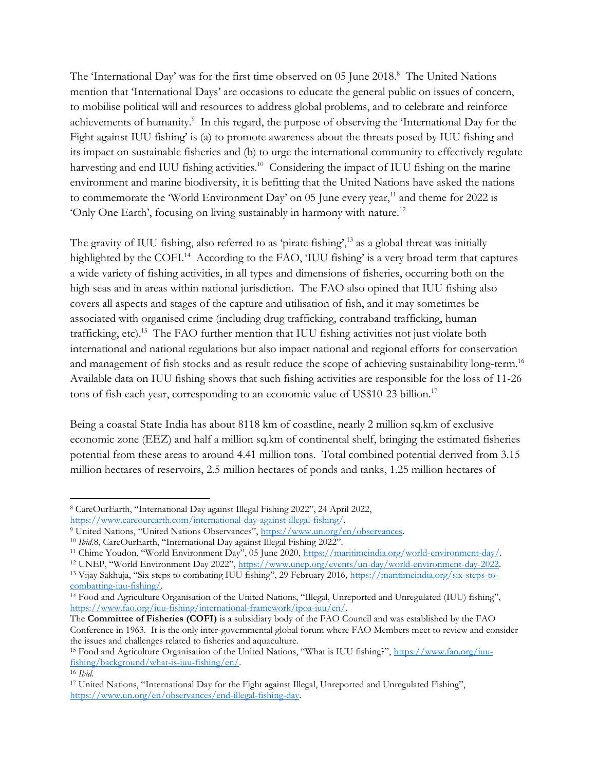The 'International Day' was for the first time observed on 05 June 2018.[8] The United Nations mention that 'International Days' are occasions to educate the general public on issues of concern, to mobilise political will and resources to address global problems, and to celebrate and reinforce achievements of humanity.[9] In this regard, the purpose of observing the 'International Day for the Fight against IUU fishing' is (a) to promote awareness about the threats posed by IUU fishing and its impact on sustainable fisheries and (b) to urge the international community to effectively regulate harvesting and end IUU fishing activities.[10] Considering the impact of IUU fishing on the marine environment and marine biodiversity, it is befitting that the United Nations have asked the nations to commemorate the 'World Environment Day' on 05 June every year,[11] and theme for 2022 is 'Only One Earth', focusing on living sustainably in harmony with nature.[12]

The gravity of IUU fishing, also referred to as 'pirate fishing',[13] as a global threat was initially highlighted by the COFI.[14] According to the FAO, 'IUU fishing' is a very broad term that captures a wide variety of fishing activities, in all types and dimensions of fisheries, occurring both on the high seas and in areas within national jurisdiction. The FAO also opined that IUU fishing also covers all aspects and stages of the capture and utilisation of fish, and it may sometimes be associated with organised crime (including drug trafficking, contraband trafficking, human trafficking, etc).[15] The FAO further mention that IUU fishing activities not just violate both international and national regulations but also impact national and regional efforts for conservation and management of fish stocks and as result reduce the scope of achieving sustainability long-term.[16] Available data on IUU fishing shows that such fishing activities are responsible for the loss of 11-26 tons of fish each year, corresponding to an economic value of US$10-23 billion.[17]

Being a coastal State India has about 8118 km of coastline, nearly 2 million sq.km of exclusive economic zone (EEZ) and half a million sq.km of continental shelf, bringing the estimated fisheries potential from these areas to around 4.41 million tons. Total combined potential derived from 3.15 million hectares of reservoirs, 2.5 million hectares of ponds and tanks, 1.25 million hectares of

---

[8] CareOurEarth, "International Day against Illegal Fishing 2022", 24 April 2022, https://www.careourearth.com/international-day-against-illegal-fishing/.

[9] United Nations, "United Nations Observances", https://www.un.org/en/observances.

[10] *Ibid.*8, CareOurEarth, "International Day against Illegal Fishing 2022".

[11] Chime Youdon, "World Environment Day", 05 June 2020, https://maritimeindia.org/world-environment-day/.

[12] UNEP, "World Environment Day 2022", https://www.unep.org/events/un-day/world-environment-day-2022.

[13] Vijay Sakhuja, "Six steps to combating IUU fishing", 29 February 2016, https://maritimeindia.org/six-steps-to-combatting-iuu-fishing/.

[14] Food and Agriculture Organisation of the United Nations, "Illegal, Unreported and Unregulated (IUU) fishing", https://www.fao.org/iuu-fishing/international-framework/ipoa-iuu/en/.
The **Committee of Fisheries (COFI)** is a subsidiary body of the FAO Council and was established by the FAO Conference in 1963. It is the only inter-governmental global forum where FAO Members meet to review and consider the issues and challenges related to fisheries and aquaculture.

[15] Food and Agriculture Organisation of the United Nations, "What is IUU fishing?", https://www.fao.org/iuu-fishing/background/what-is-iuu-fishing/en/.

[16] *Ibid.*

[17] United Nations, "International Day for the Fight against Illegal, Unreported and Unregulated Fishing", https://www.un.org/en/observances/end-illegal-fishing-day.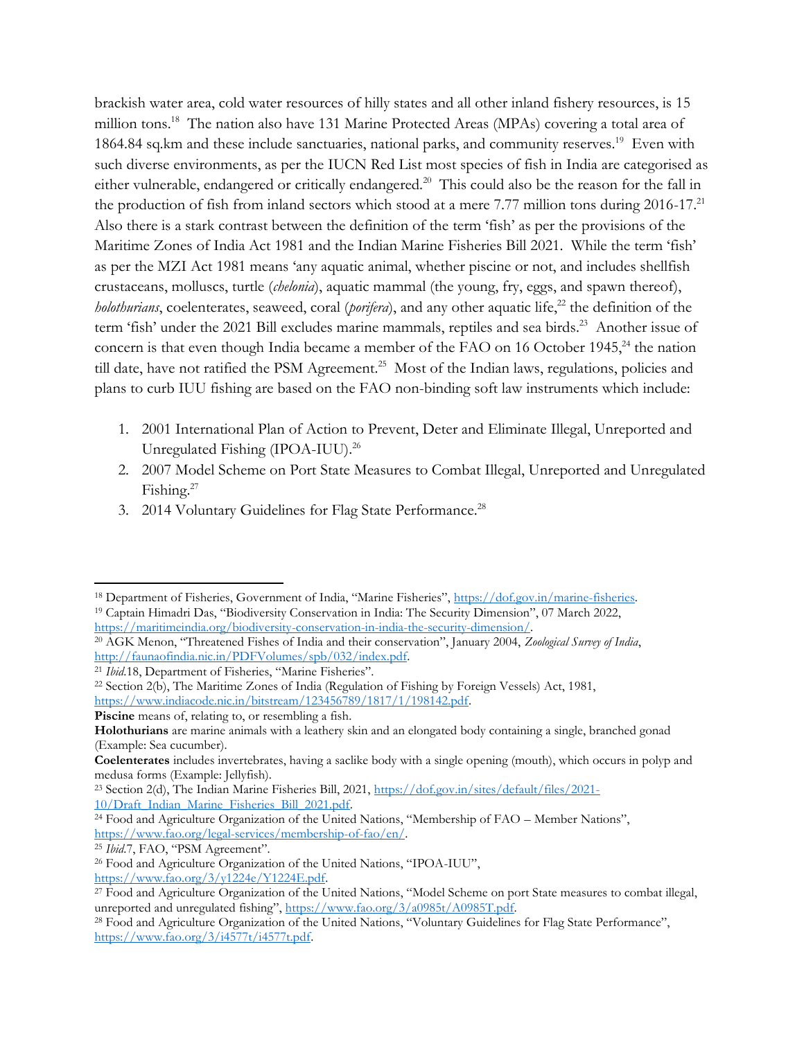brackish water area, cold water resources of hilly states and all other inland fishery resources, is 15 million tons.[18] The nation also have 131 Marine Protected Areas (MPAs) covering a total area of 1864.84 sq.km and these include sanctuaries, national parks, and community reserves.[19] Even with such diverse environments, as per the IUCN Red List most species of fish in India are categorised as either vulnerable, endangered or critically endangered.[20] This could also be the reason for the fall in the production of fish from inland sectors which stood at a mere 7.77 million tons during 2016-17.[21] Also there is a stark contrast between the definition of the term 'fish' as per the provisions of the Maritime Zones of India Act 1981 and the Indian Marine Fisheries Bill 2021. While the term 'fish' as per the MZI Act 1981 means 'any aquatic animal, whether piscine or not, and includes shellfish crustaceans, molluscs, turtle (*chelonia*), aquatic mammal (the young, fry, eggs, and spawn thereof), *holothurians*, coelenterates, seaweed, coral (*porifera*), and any other aquatic life,[22] the definition of the term 'fish' under the 2021 Bill excludes marine mammals, reptiles and sea birds.[23] Another issue of concern is that even though India became a member of the FAO on 16 October 1945,[24] the nation till date, have not ratified the PSM Agreement.[25] Most of the Indian laws, regulations, policies and plans to curb IUU fishing are based on the FAO non-binding soft law instruments which include:

1. 2001 International Plan of Action to Prevent, Deter and Eliminate Illegal, Unreported and Unregulated Fishing (IPOA-IUU).[26]
2. 2007 Model Scheme on Port State Measures to Combat Illegal, Unreported and Unregulated Fishing.[27]
3. 2014 Voluntary Guidelines for Flag State Performance.[28]

---

[18] Department of Fisheries, Government of India, "Marine Fisheries", https://dof.gov.in/marine-fisheries.

[19] Captain Himadri Das, "Biodiversity Conservation in India: The Security Dimension", 07 March 2022, https://maritimeindia.org/biodiversity-conservation-in-india-the-security-dimension/.

[20] AGK Menon, "Threatened Fishes of India and their conservation", January 2004, *Zoological Survey of India*, http://faunaofindia.nic.in/PDFVolumes/spb/032/index.pdf.

[21] *Ibid*.18, Department of Fisheries, "Marine Fisheries".

[22] Section 2(b), The Maritime Zones of India (Regulation of Fishing by Foreign Vessels) Act, 1981, https://www.indiacode.nic.in/bitstream/123456789/1817/1/198142.pdf.

**Piscine** means of, relating to, or resembling a fish.

**Holothurians** are marine animals with a leathery skin and an elongated body containing a single, branched gonad (Example: Sea cucumber).

**Coelenterates** includes invertebrates, having a saclike body with a single opening (mouth), which occurs in polyp and medusa forms (Example: Jellyfish).

[23] Section 2(d), The Indian Marine Fisheries Bill, 2021, https://dof.gov.in/sites/default/files/2021-10/Draft_Indian_Marine_Fisheries_Bill_2021.pdf.

[24] Food and Agriculture Organization of the United Nations, "Membership of FAO – Member Nations", https://www.fao.org/legal-services/membership-of-fao/en/.

[25] *Ibid*.7, FAO, "PSM Agreement".

[26] Food and Agriculture Organization of the United Nations, "IPOA-IUU", https://www.fao.org/3/y1224e/Y1224E.pdf.

[27] Food and Agriculture Organization of the United Nations, "Model Scheme on port State measures to combat illegal, unreported and unregulated fishing", https://www.fao.org/3/a0985t/A0985T.pdf.

[28] Food and Agriculture Organization of the United Nations, "Voluntary Guidelines for Flag State Performance", https://www.fao.org/3/i4577t/i4577t.pdf.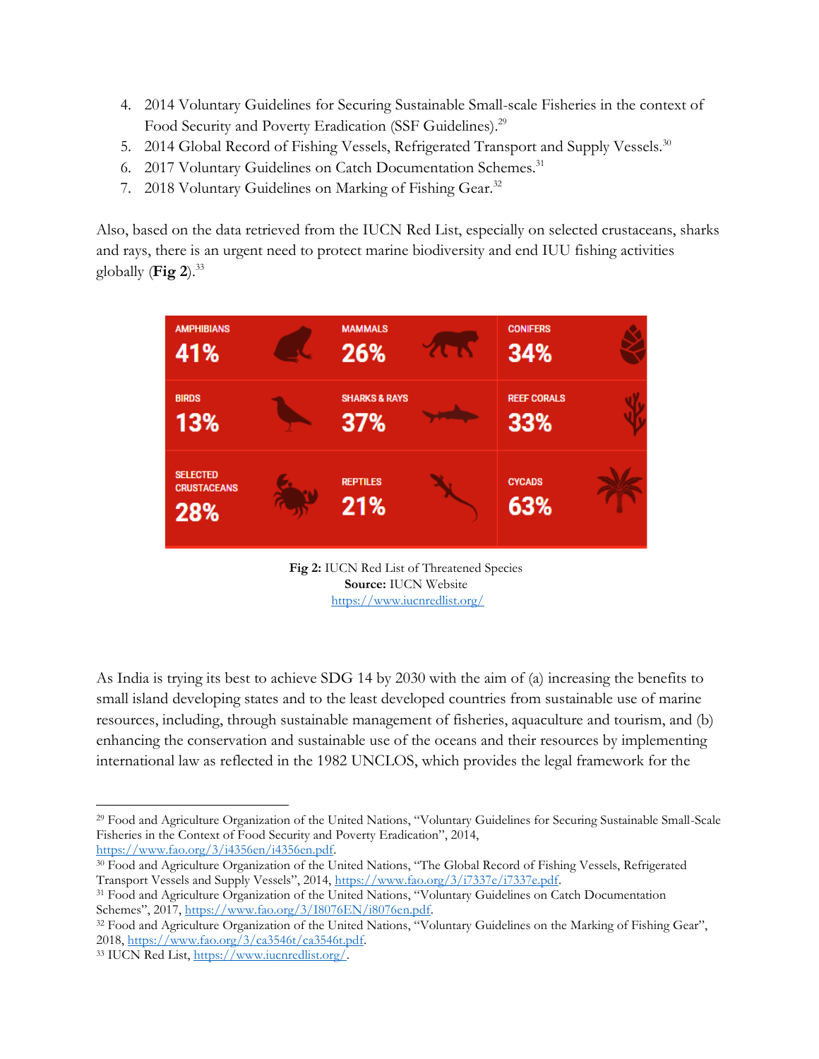4. 2014 Voluntary Guidelines for Securing Sustainable Small-scale Fisheries in the context of Food Security and Poverty Eradication (SSF Guidelines).[29]
5. 2014 Global Record of Fishing Vessels, Refrigerated Transport and Supply Vessels.[30]
6. 2017 Voluntary Guidelines on Catch Documentation Schemes.[31]
7. 2018 Voluntary Guidelines on Marking of Fishing Gear.[32]

Also, based on the data retrieved from the IUCN Red List, especially on selected crustaceans, sharks and rays, there is an urgent need to protect marine biodiversity and end IUU fishing activities globally (**Fig 2**).[33]

| | | |
|---|---|---|
| AMPHIBIANS 41% | MAMMALS 26% | CONIFERS 34% |
| BIRDS 13% | SHARKS & RAYS 37% | REEF CORALS 33% |
| SELECTED CRUSTACEANS 28% | REPTILES 21% | CYCADS 63% |

**Fig 2:** IUCN Red List of Threatened Species
**Source:** IUCN Website
https://www.iucnredlist.org/

As India is trying its best to achieve SDG 14 by 2030 with the aim of (a) increasing the benefits to small island developing states and to the least developed countries from sustainable use of marine resources, including, through sustainable management of fisheries, aquaculture and tourism, and (b) enhancing the conservation and sustainable use of the oceans and their resources by implementing international law as reflected in the 1982 UNCLOS, which provides the legal framework for the

---

[29] Food and Agriculture Organization of the United Nations, "Voluntary Guidelines for Securing Sustainable Small-Scale Fisheries in the Context of Food Security and Poverty Eradication", 2014, https://www.fao.org/3/i4356en/i4356en.pdf.

[30] Food and Agriculture Organization of the United Nations, "The Global Record of Fishing Vessels, Refrigerated Transport Vessels and Supply Vessels", 2014, https://www.fao.org/3/i7337e/i7337e.pdf.

[31] Food and Agriculture Organization of the United Nations, "Voluntary Guidelines on Catch Documentation Schemes", 2017, https://www.fao.org/3/I8076EN/i8076en.pdf.

[32] Food and Agriculture Organization of the United Nations, "Voluntary Guidelines on the Marking of Fishing Gear", 2018, https://www.fao.org/3/ca3546t/ca3546t.pdf.

[33] IUCN Red List, https://www.iucnredlist.org/.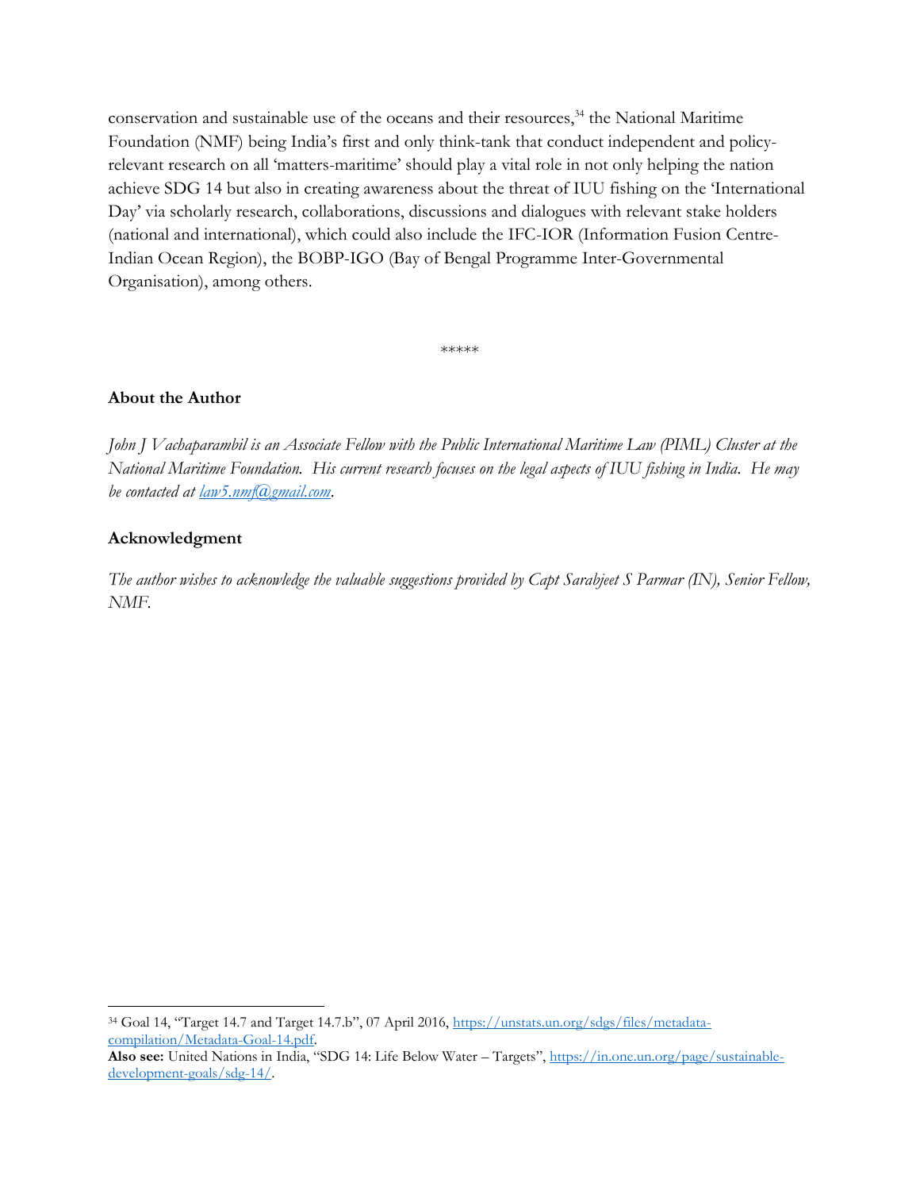conservation and sustainable use of the oceans and their resources,[34] the National Maritime Foundation (NMF) being India's first and only think-tank that conduct independent and policy-relevant research on all 'matters-maritime' should play a vital role in not only helping the nation achieve SDG 14 but also in creating awareness about the threat of IUU fishing on the 'International Day' via scholarly research, collaborations, discussions and dialogues with relevant stake holders (national and international), which could also include the IFC-IOR (Information Fusion Centre-Indian Ocean Region), the BOBP-IGO (Bay of Bengal Programme Inter-Governmental Organisation), among others.

\*\*\*\*\*

**About the Author**

*John J Vachaparambil is an Associate Fellow with the Public International Maritime Law (PIML) Cluster at the National Maritime Foundation. His current research focuses on the legal aspects of IUU fishing in India. He may be contacted at law5.nmf@gmail.com.*

**Acknowledgment**

*The author wishes to acknowledge the valuable suggestions provided by Capt Sarabjeet S Parmar (IN), Senior Fellow, NMF.*

---

[34] Goal 14, "Target 14.7 and Target 14.7.b", 07 April 2016, https://unstats.un.org/sdgs/files/metadata-compilation/Metadata-Goal-14.pdf.
**Also see:** United Nations in India, "SDG 14: Life Below Water – Targets", https://in.one.un.org/page/sustainable-development-goals/sdg-14/.